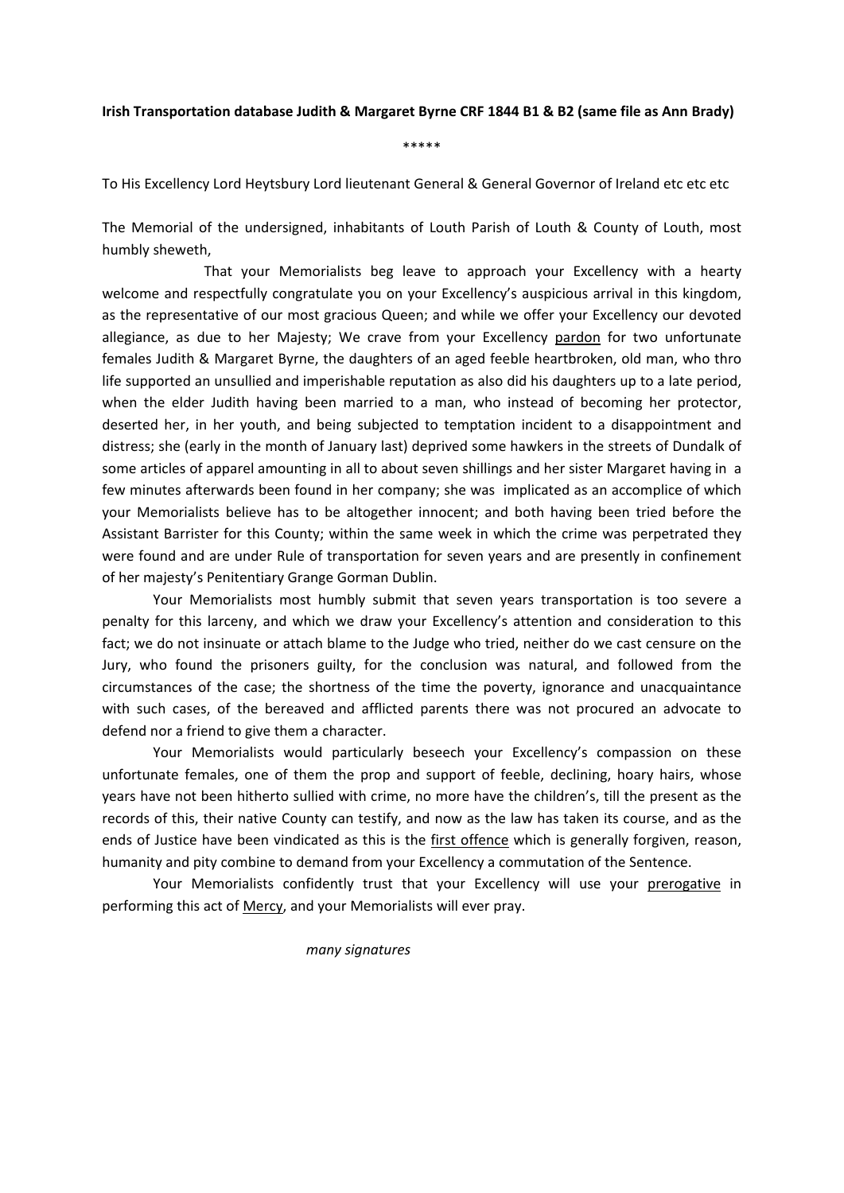**Irish Transportation database Judith & Margaret Byrne CRF 1844 B1 & B2 (same file as Ann Brady)**

\*\*\*\*\*

To His Excellency Lord Heytsbury Lord lieutenant General & General Governor of Ireland etc etc etc

The Memorial of the undersigned, inhabitants of Louth Parish of Louth & County of Louth, most humbly sheweth,

That your Memorialists beg leave to approach your Excellency with a hearty welcome and respectfully congratulate you on your Excellency's auspicious arrival in this kingdom, as the representative of our most gracious Queen; and while we offer your Excellency our devoted allegiance, as due to her Majesty; We crave from your Excellency <u>pardon</u> for two unfortunate females Judith & Margaret Byrne, the daughters of an aged feeble heartbroken, old man, who thro life supported an unsullied and imperishable reputation as also did his daughters up to a late period, when the elder Judith having been married to a man, who instead of becoming her protector, deserted her, in her youth, and being subjected to temptation incident to a disappointment and distress; she (early in the month of January last) deprived some hawkers in the streets of Dundalk of some articles of apparel amounting in all to about seven shillings and her sister Margaret having in a few minutes afterwards been found in her company; she was implicated as an accomplice of which your Memorialists believe has to be altogether innocent; and both having been tried before the Assistant Barrister for this County; within the same week in which the crime was perpetrated they were found and are under Rule of transportation for seven years and are presently in confinement of her majesty's Penitentiary Grange Gorman Dublin.

Your Memorialists most humbly submit that seven years transportation is too severe a penalty for this larceny, and which we draw your Excellency's attention and consideration to this fact; we do not insinuate or attach blame to the Judge who tried, neither do we cast censure on the Jury, who found the prisoners guilty, for the conclusion was natural, and followed from the circumstances of the case; the shortness of the time the poverty, ignorance and unacquaintance with such cases, of the bereaved and afflicted parents there was not procured an advocate to defend nor a friend to give them a character.

Your Memorialists would particularly beseech your Excellency's compassion on these unfortunate females, one of them the prop and support of feeble, declining, hoary hairs, whose years have not been hitherto sullied with crime, no more have the children's, till the present as the records of this, their native County can testify, and now as the law has taken its course, and as the ends of Justice have been vindicated as this is the <u>first offence</u> which is generally forgiven, reason, humanity and pity combine to demand from your Excellency a commutation of the Sentence.

Your Memorialists confidently trust that your Excellency will use your <u>prerogative</u> in performing this act of <u>Mercy</u>, and your Memorialists will ever pray.

*many signatures*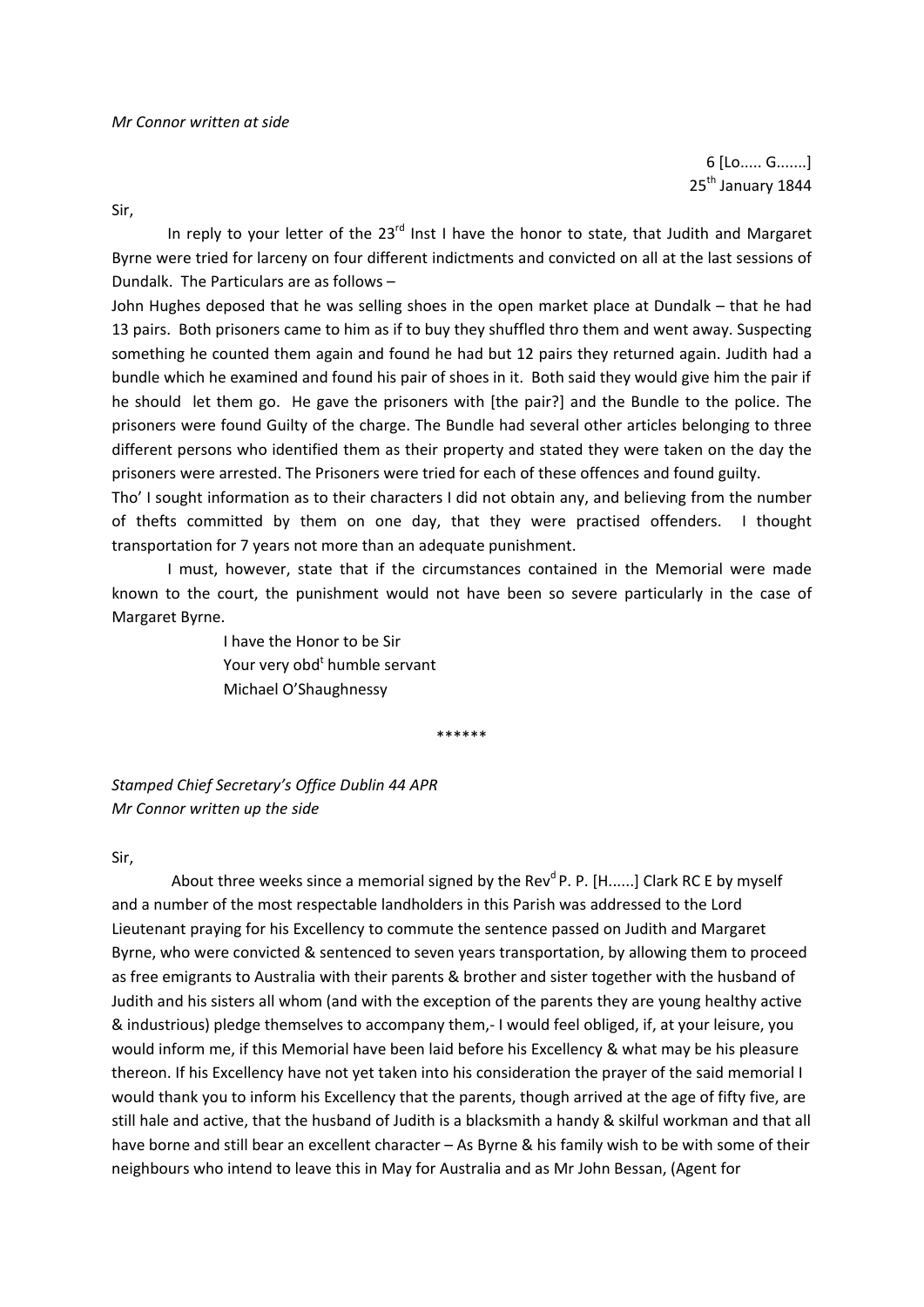*Mr Connor written at side*

6 [Lo..... G.......]
25th January 1844

Sir,

In reply to your letter of the 23rd Inst I have the honor to state, that Judith and Margaret Byrne were tried for larceny on four different indictments and convicted on all at the last sessions of Dundalk. The Particulars are as follows –

John Hughes deposed that he was selling shoes in the open market place at Dundalk – that he had 13 pairs. Both prisoners came to him as if to buy they shuffled thro them and went away. Suspecting something he counted them again and found he had but 12 pairs they returned again. Judith had a bundle which he examined and found his pair of shoes in it. Both said they would give him the pair if he should let them go. He gave the prisoners with [the pair?] and the Bundle to the police. The prisoners were found Guilty of the charge. The Bundle had several other articles belonging to three different persons who identified them as their property and stated they were taken on the day the prisoners were arrested. The Prisoners were tried for each of these offences and found guilty.

Tho' I sought information as to their characters I did not obtain any, and believing from the number of thefts committed by them on one day, that they were practised offenders. I thought transportation for 7 years not more than an adequate punishment.

I must, however, state that if the circumstances contained in the Memorial were made known to the court, the punishment would not have been so severe particularly in the case of Margaret Byrne.

I have the Honor to be Sir
Your very obdt humble servant
Michael O'Shaughnessy

******

*Stamped Chief Secretary's Office Dublin 44 APR*
*Mr Connor written up the side*

Sir,

About three weeks since a memorial signed by the Revd P. P. [H......] Clark RC E by myself and a number of the most respectable landholders in this Parish was addressed to the Lord Lieutenant praying for his Excellency to commute the sentence passed on Judith and Margaret Byrne, who were convicted & sentenced to seven years transportation, by allowing them to proceed as free emigrants to Australia with their parents & brother and sister together with the husband of Judith and his sisters all whom (and with the exception of the parents they are young healthy active & industrious) pledge themselves to accompany them,- I would feel obliged, if, at your leisure, you would inform me, if this Memorial have been laid before his Excellency & what may be his pleasure thereon. If his Excellency have not yet taken into his consideration the prayer of the said memorial I would thank you to inform his Excellency that the parents, though arrived at the age of fifty five, are still hale and active, that the husband of Judith is a blacksmith a handy & skilful workman and that all have borne and still bear an excellent character – As Byrne & his family wish to be with some of their neighbours who intend to leave this in May for Australia and as Mr John Bessan, (Agent for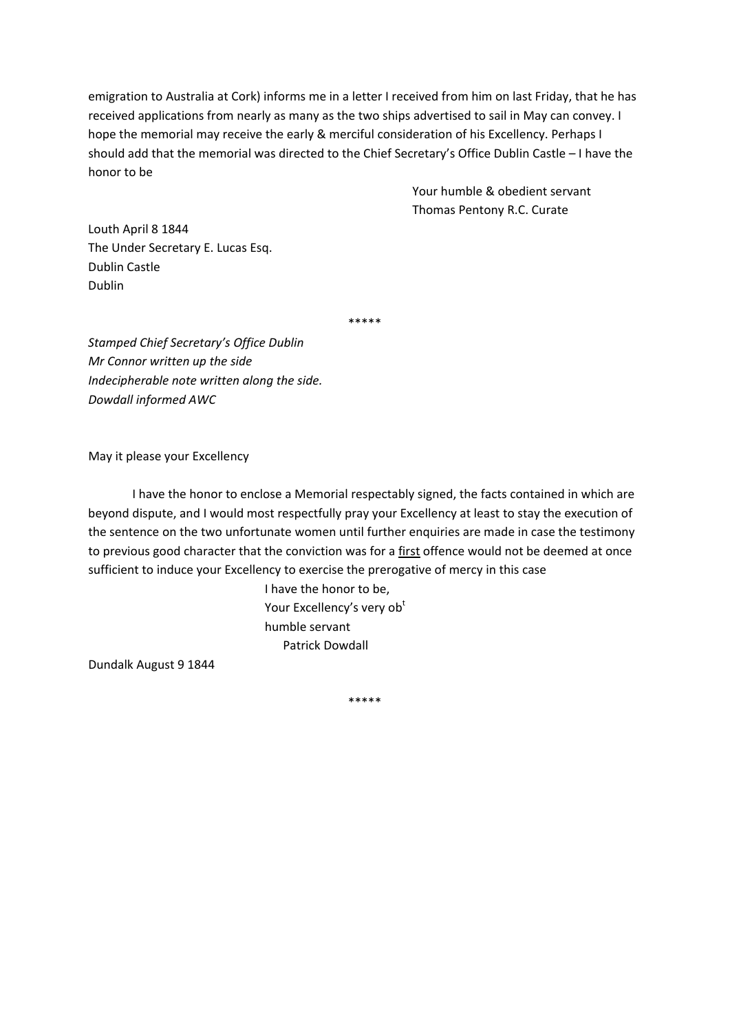emigration to Australia at Cork) informs me in a letter I received from him on last Friday, that he has received applications from nearly as many as the two ships advertised to sail in May can convey. I hope the memorial may receive the early & merciful consideration of his Excellency. Perhaps I should add that the memorial was directed to the Chief Secretary's Office Dublin Castle – I have the honor to be

Your humble & obedient servant
Thomas Pentony R.C. Curate

Louth April 8 1844
The Under Secretary E. Lucas Esq.
Dublin Castle
Dublin

*****

*Stamped Chief Secretary's Office Dublin*
*Mr Connor written up the side*
*Indecipherable note written along the side.*
*Dowdall informed AWC*

May it please your Excellency

I have the honor to enclose a Memorial respectably signed, the facts contained in which are beyond dispute, and I would most respectfully pray your Excellency at least to stay the execution of the sentence on the two unfortunate women until further enquiries are made in case the testimony to previous good character that the conviction was for a <u>first</u> offence would not be deemed at once sufficient to induce your Excellency to exercise the prerogative of mercy in this case

I have the honor to be,
Your Excellency's very ob[t]
humble servant
Patrick Dowdall

Dundalk August 9 1844

*****